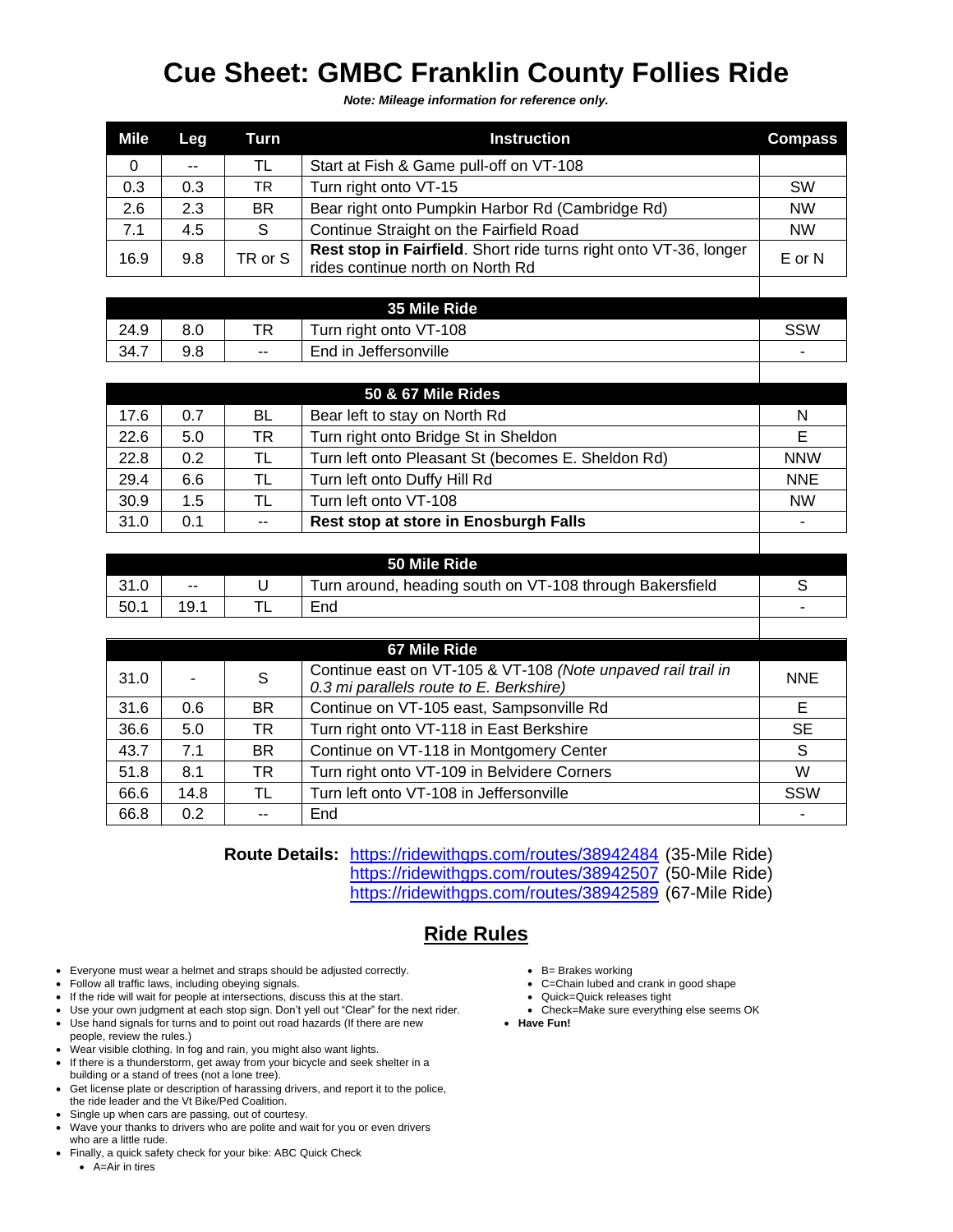# Cue Sheet: GMBC Franklin County Follies Ride

***Note: Mileage information for reference only.***

| Mile | Leg | Turn | Instruction | Compass |
|---|---|---|---|---|
| 0 | -- | TL | Start at Fish & Game pull-off on VT-108 | |
| 0.3 | 0.3 | TR | Turn right onto VT-15 | SW |
| 2.6 | 2.3 | BR | Bear right onto Pumpkin Harbor Rd (Cambridge Rd) | NW |
| 7.1 | 4.5 | S | Continue Straight on the Fairfield Road | NW |
| 16.9 | 9.8 | TR or S | **Rest stop in Fairfield**. Short ride turns right onto VT-36, longer rides continue north on North Rd | E or N |

| 35 Mile Ride | | | | |
|---|---|---|---|---|
| 24.9 | 8.0 | TR | Turn right onto VT-108 | SSW |
| 34.7 | 9.8 | -- | End in Jeffersonville | - |

| 50 & 67 Mile Rides | | | | |
|---|---|---|---|---|
| 17.6 | 0.7 | BL | Bear left to stay on North Rd | N |
| 22.6 | 5.0 | TR | Turn right onto Bridge St in Sheldon | E |
| 22.8 | 0.2 | TL | Turn left onto Pleasant St (becomes E. Sheldon Rd) | NNW |
| 29.4 | 6.6 | TL | Turn left onto Duffy Hill Rd | NNE |
| 30.9 | 1.5 | TL | Turn left onto VT-108 | NW |
| 31.0 | 0.1 | -- | **Rest stop at store in Enosburgh Falls** | - |

| 50 Mile Ride | | | | |
|---|---|---|---|---|
| 31.0 | -- | U | Turn around, heading south on VT-108 through Bakersfield | S |
| 50.1 | 19.1 | TL | End | - |

| 67 Mile Ride | | | | |
|---|---|---|---|---|
| 31.0 | - | S | Continue east on VT-105 & VT-108 (*Note unpaved rail trail in 0.3 mi parallels route to E. Berkshire)* | NNE |
| 31.6 | 0.6 | BR | Continue on VT-105 east, Sampsonville Rd | E |
| 36.6 | 5.0 | TR | Turn right onto VT-118 in East Berkshire | SE |
| 43.7 | 7.1 | BR | Continue on VT-118 in Montgomery Center | S |
| 51.8 | 8.1 | TR | Turn right onto VT-109 in Belvidere Corners | W |
| 66.6 | 14.8 | TL | Turn left onto VT-108 in Jeffersonville | SSW |
| 66.8 | 0.2 | -- | End | - |

**Route Details:** https://ridewithgps.com/routes/38942484 (35-Mile Ride)
https://ridewithgps.com/routes/38942507 (50-Mile Ride)
https://ridewithgps.com/routes/38942589 (67-Mile Ride)

## Ride Rules

- Everyone must wear a helmet and straps should be adjusted correctly.
- Follow all traffic laws, including obeying signals.
- If the ride will wait for people at intersections, discuss this at the start.
- Use your own judgment at each stop sign. Don't yell out "Clear" for the next rider.
- Use hand signals for turns and to point out road hazards (If there are new people, review the rules.)
- Wear visible clothing. In fog and rain, you might also want lights.
- If there is a thunderstorm, get away from your bicycle and seek shelter in a building or a stand of trees (not a lone tree).
- Get license plate or description of harassing drivers, and report it to the police, the ride leader and the Vt Bike/Ped Coalition.
- Single up when cars are passing, out of courtesy.
- Wave your thanks to drivers who are polite and wait for you or even drivers who are a little rude.
- Finally, a quick safety check for your bike: ABC Quick Check
  - A=Air in tires
  - B= Brakes working
  - C=Chain lubed and crank in good shape
  - Quick=Quick releases tight
  - Check=Make sure everything else seems OK
- **Have Fun!**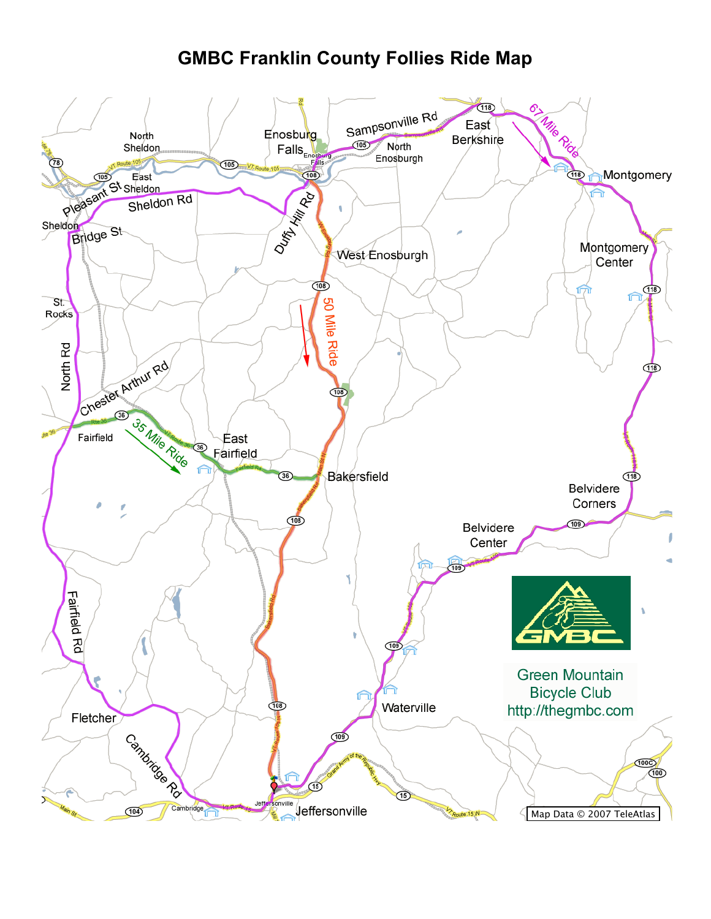# GMBC Franklin County Follies Ride Map

67 Mile Ride

50 Mile Ride

35 Mile Ride

Green Mountain Bicycle Club
http://thegmbc.com

Map Data © 2007 TeleAtlas